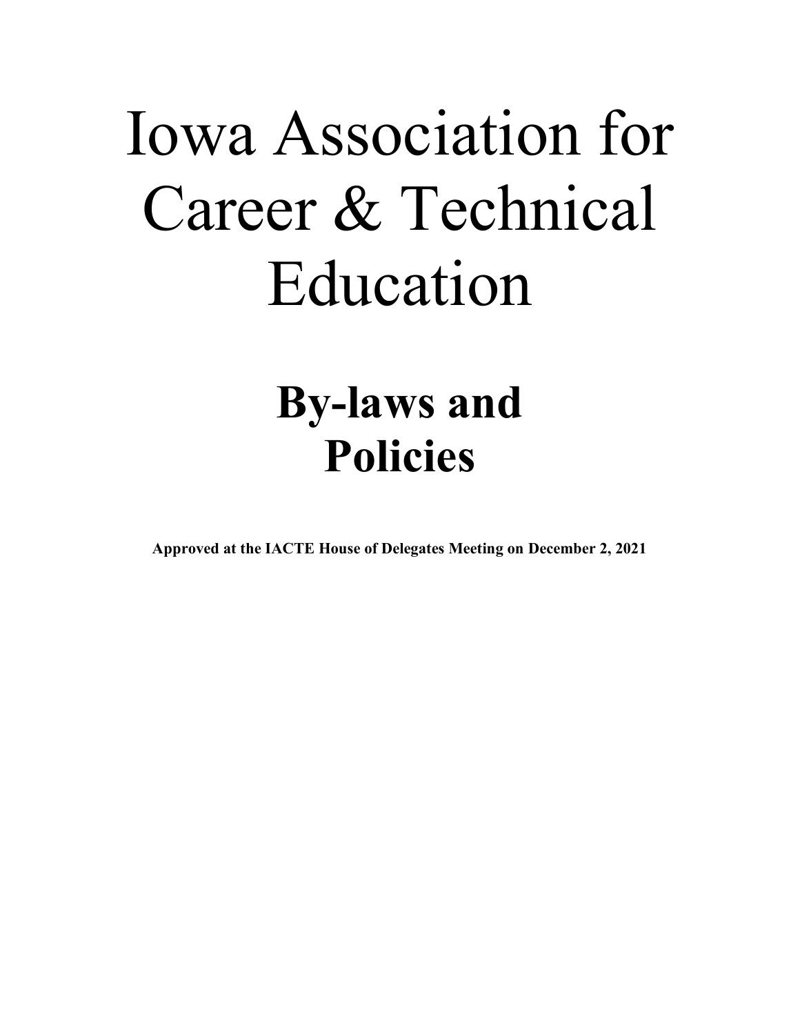# Iowa Association for Career & Technical Education

## By-laws and Policies

**Approved at the IACTE House of Delegates Meeting on December 2, 2021**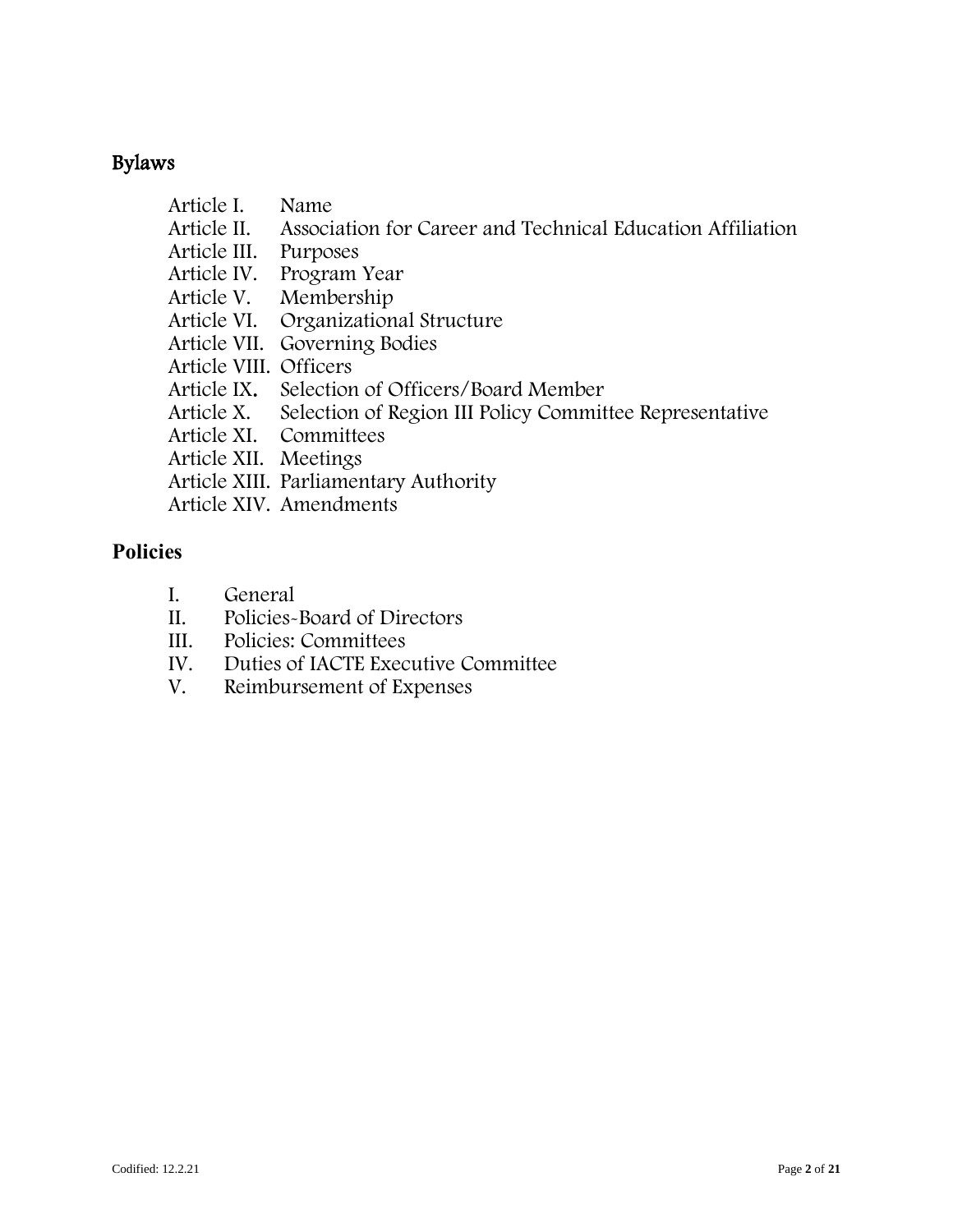## Bylaws

- Article I. Name
- Article II. Association for Career and Technical Education Affiliation
- Article III. Purposes
- Article IV. Program Year
- Article V. Membership
- Article VI. Organizational Structure
- Article VII. Governing Bodies
- Article VIII. Officers
- Article IX. Selection of Officers/Board Member
- Article X. Selection of Region III Policy Committee Representative
- Article XI. Committees
- Article XII. Meetings
- Article XIII. Parliamentary Authority
- Article XIV. Amendments

## Policies

- I. General
- II. Policies-Board of Directors
- III. Policies: Committees
- IV. Duties of IACTE Executive Committee
- V. Reimbursement of Expenses

Codified: 12.2.21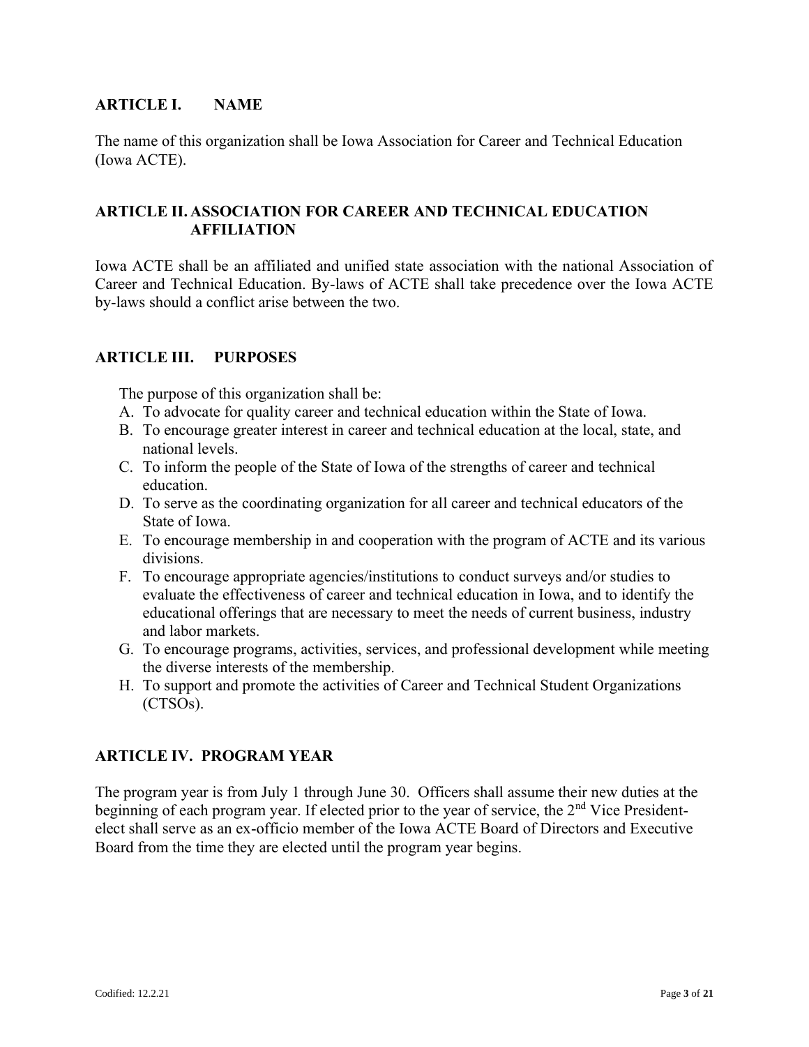## ARTICLE I. NAME

The name of this organization shall be Iowa Association for Career and Technical Education (Iowa ACTE).

## ARTICLE II. ASSOCIATION FOR CAREER AND TECHNICAL EDUCATION AFFILIATION

Iowa ACTE shall be an affiliated and unified state association with the national Association of Career and Technical Education. By-laws of ACTE shall take precedence over the Iowa ACTE by-laws should a conflict arise between the two.

## ARTICLE III. PURPOSES

The purpose of this organization shall be:

A. To advocate for quality career and technical education within the State of Iowa.
B. To encourage greater interest in career and technical education at the local, state, and national levels.
C. To inform the people of the State of Iowa of the strengths of career and technical education.
D. To serve as the coordinating organization for all career and technical educators of the State of Iowa.
E. To encourage membership in and cooperation with the program of ACTE and its various divisions.
F. To encourage appropriate agencies/institutions to conduct surveys and/or studies to evaluate the effectiveness of career and technical education in Iowa, and to identify the educational offerings that are necessary to meet the needs of current business, industry and labor markets.
G. To encourage programs, activities, services, and professional development while meeting the diverse interests of the membership.
H. To support and promote the activities of Career and Technical Student Organizations (CTSOs).

## ARTICLE IV. PROGRAM YEAR

The program year is from July 1 through June 30. Officers shall assume their new duties at the beginning of each program year. If elected prior to the year of service, the 2nd Vice President-elect shall serve as an ex-officio member of the Iowa ACTE Board of Directors and Executive Board from the time they are elected until the program year begins.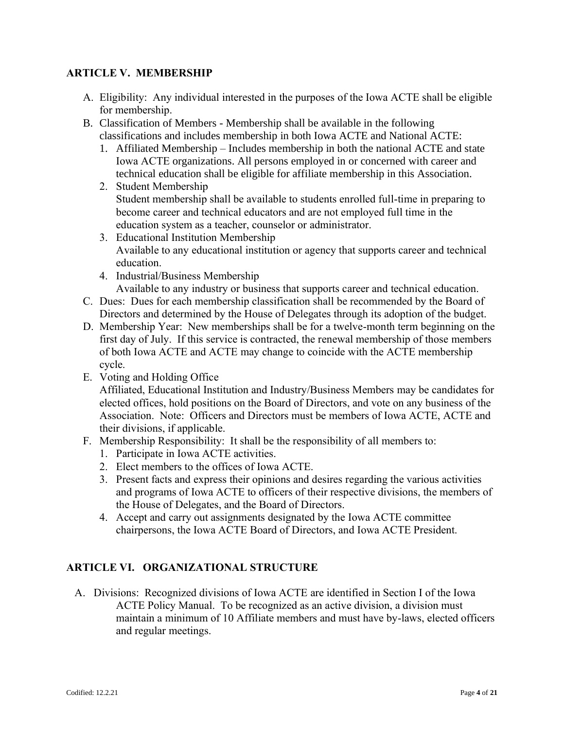## ARTICLE V. MEMBERSHIP

A. Eligibility: Any individual interested in the purposes of the Iowa ACTE shall be eligible for membership.
B. Classification of Members - Membership shall be available in the following classifications and includes membership in both Iowa ACTE and National ACTE:
   1. Affiliated Membership – Includes membership in both the national ACTE and state Iowa ACTE organizations. All persons employed in or concerned with career and technical education shall be eligible for affiliate membership in this Association.
   2. Student Membership
      Student membership shall be available to students enrolled full-time in preparing to become career and technical educators and are not employed full time in the education system as a teacher, counselor or administrator.
   3. Educational Institution Membership
      Available to any educational institution or agency that supports career and technical education.
   4. Industrial/Business Membership
      Available to any industry or business that supports career and technical education.
C. Dues: Dues for each membership classification shall be recommended by the Board of Directors and determined by the House of Delegates through its adoption of the budget.
D. Membership Year: New memberships shall be for a twelve-month term beginning on the first day of July. If this service is contracted, the renewal membership of those members of both Iowa ACTE and ACTE may change to coincide with the ACTE membership cycle.
E. Voting and Holding Office
   Affiliated, Educational Institution and Industry/Business Members may be candidates for elected offices, hold positions on the Board of Directors, and vote on any business of the Association. Note: Officers and Directors must be members of Iowa ACTE, ACTE and their divisions, if applicable.
F. Membership Responsibility: It shall be the responsibility of all members to:
   1. Participate in Iowa ACTE activities.
   2. Elect members to the offices of Iowa ACTE.
   3. Present facts and express their opinions and desires regarding the various activities and programs of Iowa ACTE to officers of their respective divisions, the members of the House of Delegates, and the Board of Directors.
   4. Accept and carry out assignments designated by the Iowa ACTE committee chairpersons, the Iowa ACTE Board of Directors, and Iowa ACTE President.

## ARTICLE VI. ORGANIZATIONAL STRUCTURE

A. Divisions: Recognized divisions of Iowa ACTE are identified in Section I of the Iowa ACTE Policy Manual. To be recognized as an active division, a division must maintain a minimum of 10 Affiliate members and must have by-laws, elected officers and regular meetings.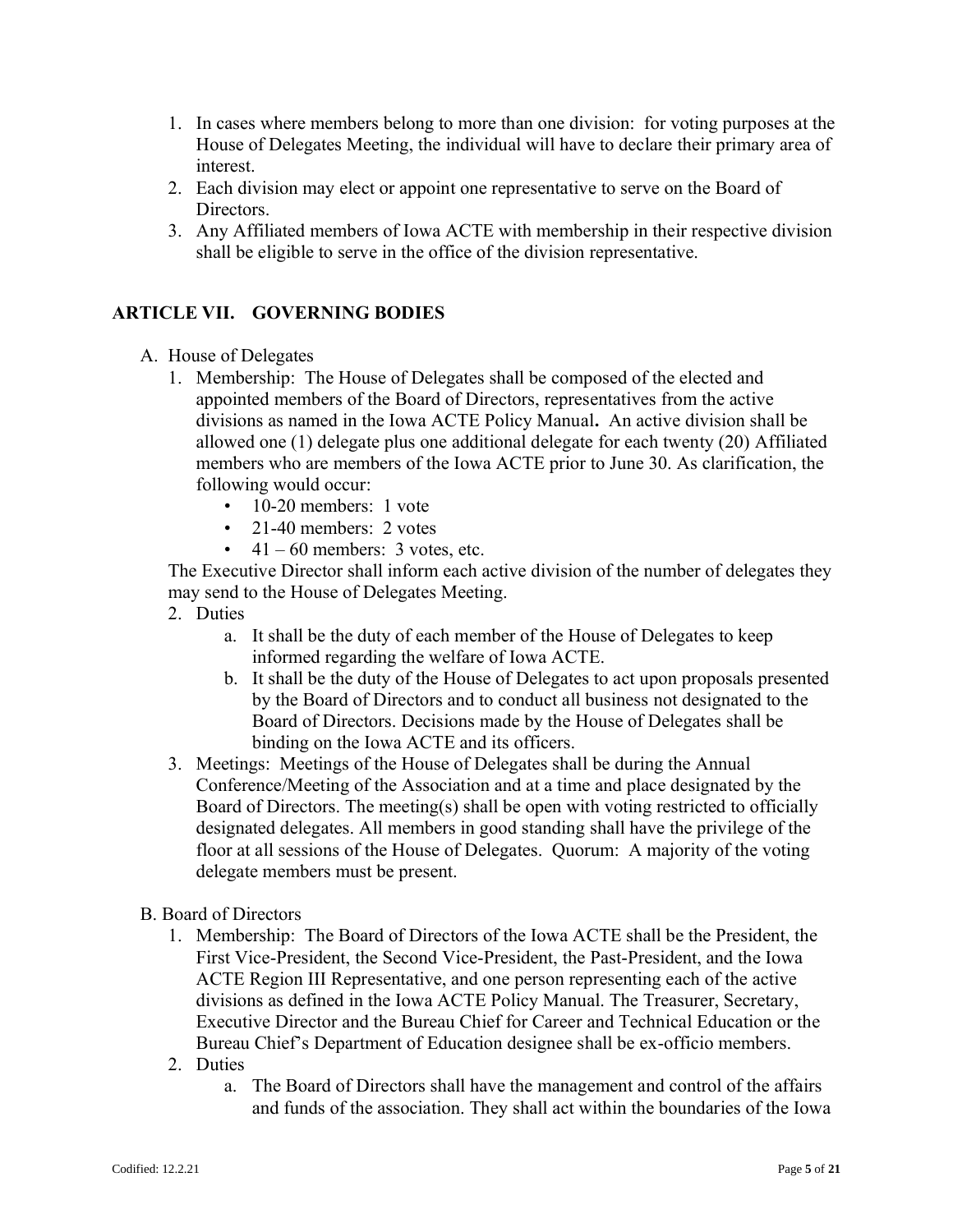1. In cases where members belong to more than one division: for voting purposes at the House of Delegates Meeting, the individual will have to declare their primary area of interest.
2. Each division may elect or appoint one representative to serve on the Board of Directors.
3. Any Affiliated members of Iowa ACTE with membership in their respective division shall be eligible to serve in the office of the division representative.

## ARTICLE VII. GOVERNING BODIES

A. House of Delegates
   1. Membership: The House of Delegates shall be composed of the elected and appointed members of the Board of Directors, representatives from the active divisions as named in the Iowa ACTE Policy Manual**.** An active division shall be allowed one (1) delegate plus one additional delegate for each twenty (20) Affiliated members who are members of the Iowa ACTE prior to June 30. As clarification, the following would occur:
      - 10-20 members: 1 vote
      - 21-40 members: 2 votes
      - 41 – 60 members: 3 votes, etc.

   The Executive Director shall inform each active division of the number of delegates they may send to the House of Delegates Meeting.
   2. Duties
      a. It shall be the duty of each member of the House of Delegates to keep informed regarding the welfare of Iowa ACTE.
      b. It shall be the duty of the House of Delegates to act upon proposals presented by the Board of Directors and to conduct all business not designated to the Board of Directors. Decisions made by the House of Delegates shall be binding on the Iowa ACTE and its officers.
   3. Meetings: Meetings of the House of Delegates shall be during the Annual Conference/Meeting of the Association and at a time and place designated by the Board of Directors. The meeting(s) shall be open with voting restricted to officially designated delegates. All members in good standing shall have the privilege of the floor at all sessions of the House of Delegates. Quorum: A majority of the voting delegate members must be present.

B. Board of Directors
   1. Membership: The Board of Directors of the Iowa ACTE shall be the President, the First Vice-President, the Second Vice-President, the Past-President, and the Iowa ACTE Region III Representative, and one person representing each of the active divisions as defined in the Iowa ACTE Policy Manual. The Treasurer, Secretary, Executive Director and the Bureau Chief for Career and Technical Education or the Bureau Chief's Department of Education designee shall be ex-officio members.
   2. Duties
      a. The Board of Directors shall have the management and control of the affairs and funds of the association. They shall act within the boundaries of the Iowa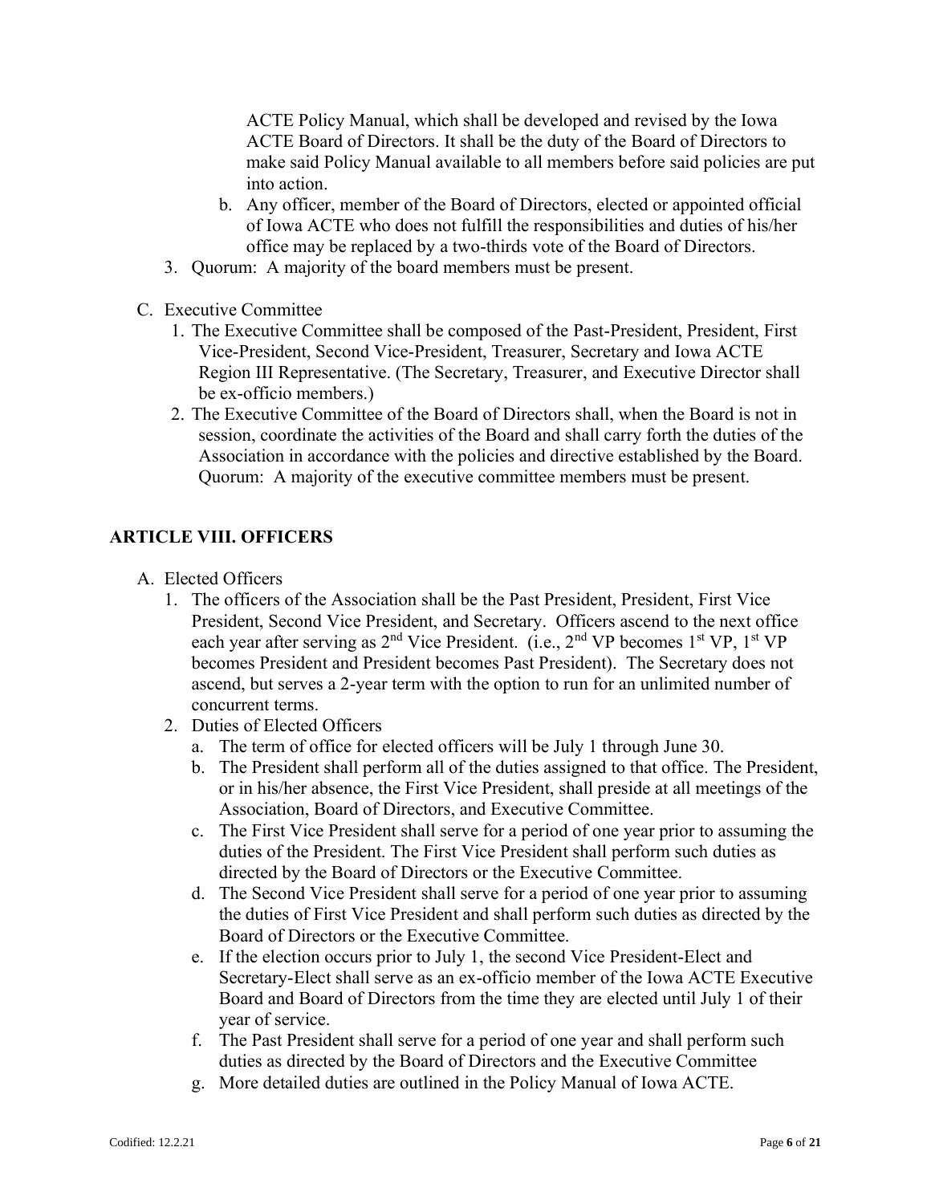ACTE Policy Manual, which shall be developed and revised by the Iowa ACTE Board of Directors. It shall be the duty of the Board of Directors to make said Policy Manual available to all members before said policies are put into action.

   b. Any officer, member of the Board of Directors, elected or appointed official of Iowa ACTE who does not fulfill the responsibilities and duties of his/her office may be replaced by a two-thirds vote of the Board of Directors.

3. Quorum: A majority of the board members must be present.

C. Executive Committee

1. The Executive Committee shall be composed of the Past-President, President, First Vice-President, Second Vice-President, Treasurer, Secretary and Iowa ACTE Region III Representative. (The Secretary, Treasurer, and Executive Director shall be ex-officio members.)
2. The Executive Committee of the Board of Directors shall, when the Board is not in session, coordinate the activities of the Board and shall carry forth the duties of the Association in accordance with the policies and directive established by the Board. Quorum: A majority of the executive committee members must be present.

## ARTICLE VIII. OFFICERS

A. Elected Officers

1. The officers of the Association shall be the Past President, President, First Vice President, Second Vice President, and Secretary. Officers ascend to the next office each year after serving as 2nd Vice President. (i.e., 2nd VP becomes 1st VP, 1st VP becomes President and President becomes Past President). The Secretary does not ascend, but serves a 2-year term with the option to run for an unlimited number of concurrent terms.
2. Duties of Elected Officers
   a. The term of office for elected officers will be July 1 through June 30.
   b. The President shall perform all of the duties assigned to that office. The President, or in his/her absence, the First Vice President, shall preside at all meetings of the Association, Board of Directors, and Executive Committee.
   c. The First Vice President shall serve for a period of one year prior to assuming the duties of the President. The First Vice President shall perform such duties as directed by the Board of Directors or the Executive Committee.
   d. The Second Vice President shall serve for a period of one year prior to assuming the duties of First Vice President and shall perform such duties as directed by the Board of Directors or the Executive Committee.
   e. If the election occurs prior to July 1, the second Vice President-Elect and Secretary-Elect shall serve as an ex-officio member of the Iowa ACTE Executive Board and Board of Directors from the time they are elected until July 1 of their year of service.
   f. The Past President shall serve for a period of one year and shall perform such duties as directed by the Board of Directors and the Executive Committee
   g. More detailed duties are outlined in the Policy Manual of Iowa ACTE.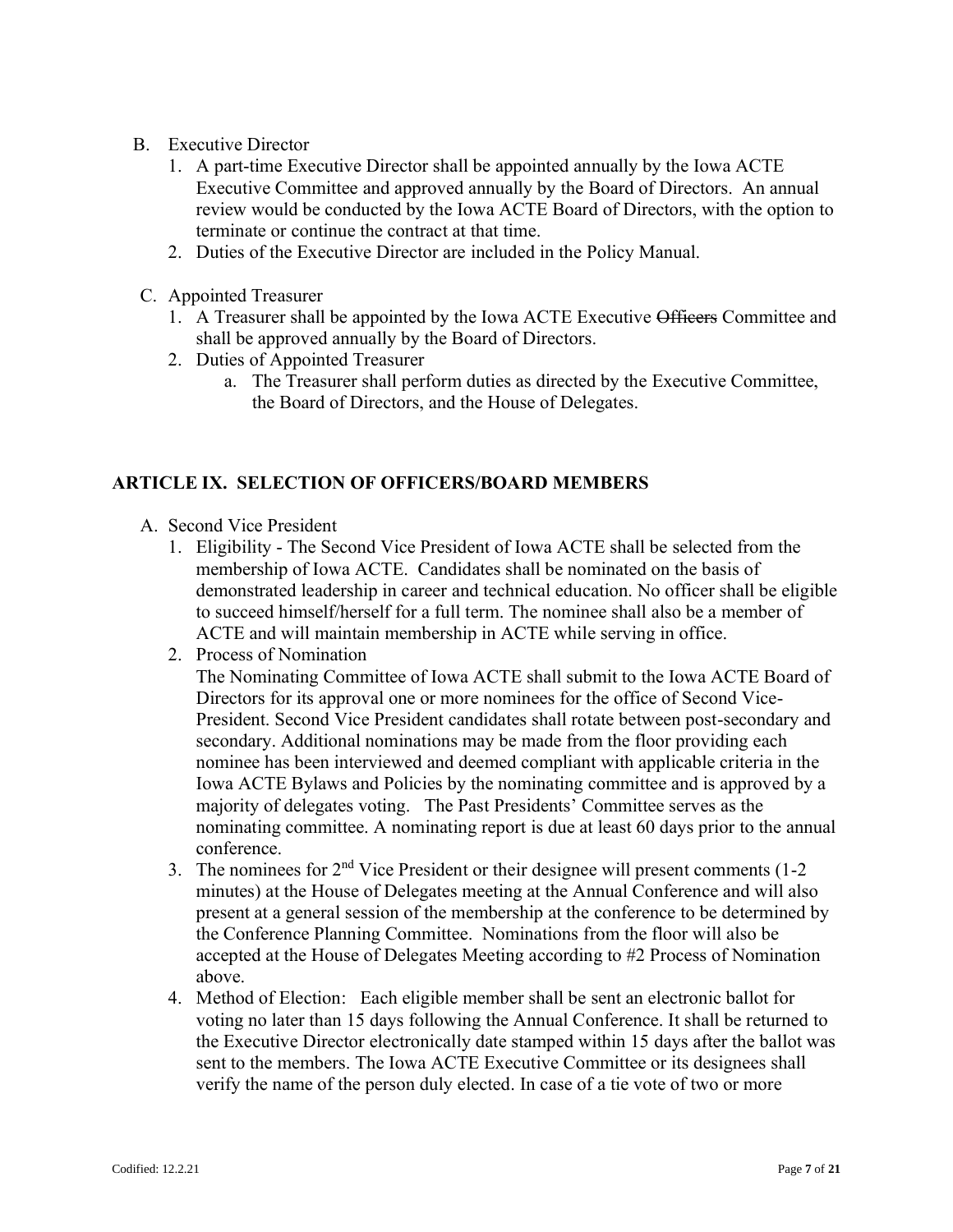B. Executive Director

1. A part-time Executive Director shall be appointed annually by the Iowa ACTE Executive Committee and approved annually by the Board of Directors. An annual review would be conducted by the Iowa ACTE Board of Directors, with the option to terminate or continue the contract at that time.
2. Duties of the Executive Director are included in the Policy Manual.

C. Appointed Treasurer

1. A Treasurer shall be appointed by the Iowa ACTE Executive ~~Officers~~ Committee and shall be approved annually by the Board of Directors.
2. Duties of Appointed Treasurer
   a. The Treasurer shall perform duties as directed by the Executive Committee, the Board of Directors, and the House of Delegates.

## ARTICLE IX. SELECTION OF OFFICERS/BOARD MEMBERS

A. Second Vice President

1. Eligibility - The Second Vice President of Iowa ACTE shall be selected from the membership of Iowa ACTE. Candidates shall be nominated on the basis of demonstrated leadership in career and technical education. No officer shall be eligible to succeed himself/herself for a full term. The nominee shall also be a member of ACTE and will maintain membership in ACTE while serving in office.
2. Process of Nomination
   The Nominating Committee of Iowa ACTE shall submit to the Iowa ACTE Board of Directors for its approval one or more nominees for the office of Second Vice-President. Second Vice President candidates shall rotate between post-secondary and secondary. Additional nominations may be made from the floor providing each nominee has been interviewed and deemed compliant with applicable criteria in the Iowa ACTE Bylaws and Policies by the nominating committee and is approved by a majority of delegates voting. The Past Presidents' Committee serves as the nominating committee. A nominating report is due at least 60 days prior to the annual conference.
3. The nominees for 2nd Vice President or their designee will present comments (1-2 minutes) at the House of Delegates meeting at the Annual Conference and will also present at a general session of the membership at the conference to be determined by the Conference Planning Committee. Nominations from the floor will also be accepted at the House of Delegates Meeting according to #2 Process of Nomination above.
4. Method of Election: Each eligible member shall be sent an electronic ballot for voting no later than 15 days following the Annual Conference. It shall be returned to the Executive Director electronically date stamped within 15 days after the ballot was sent to the members. The Iowa ACTE Executive Committee or its designees shall verify the name of the person duly elected. In case of a tie vote of two or more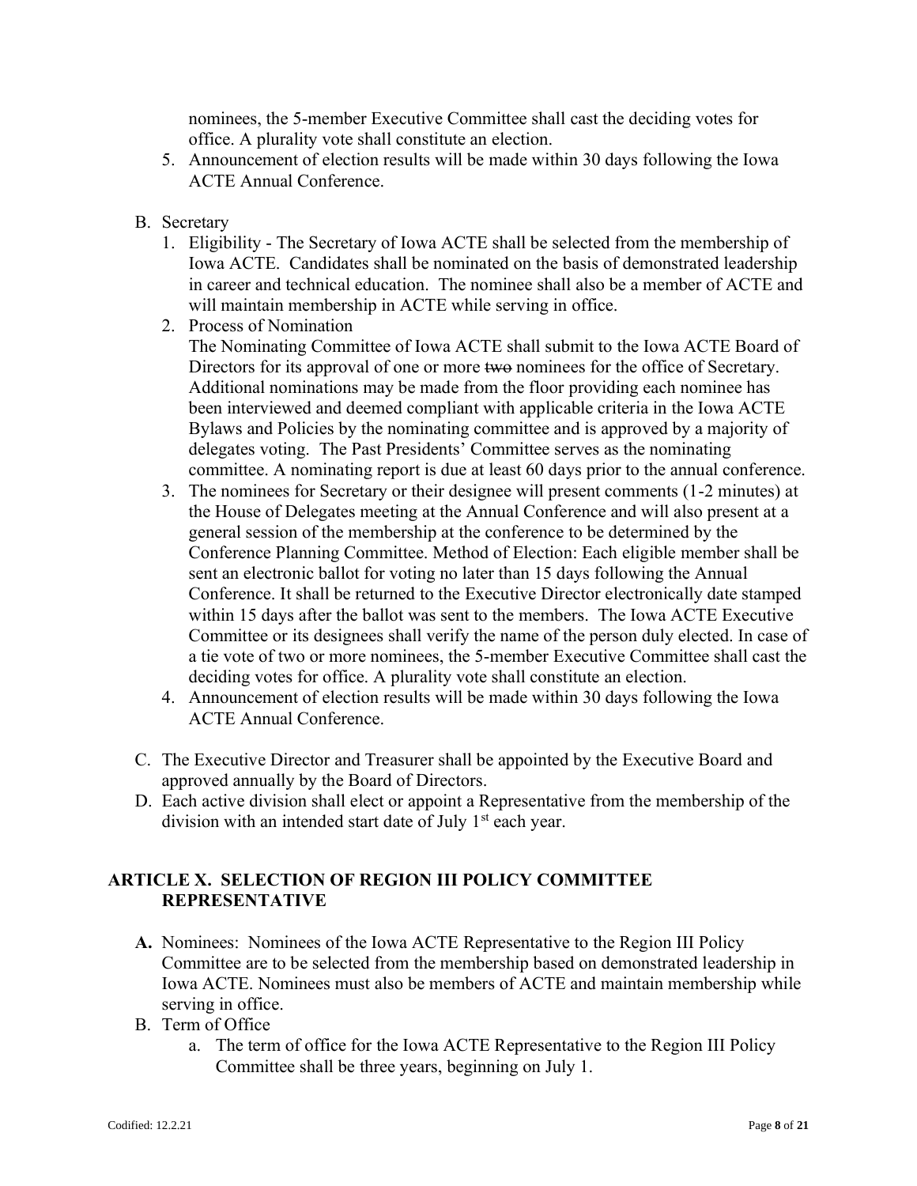nominees, the 5-member Executive Committee shall cast the deciding votes for office. A plurality vote shall constitute an election.

5. Announcement of election results will be made within 30 days following the Iowa ACTE Annual Conference.

B. Secretary

1. Eligibility - The Secretary of Iowa ACTE shall be selected from the membership of Iowa ACTE. Candidates shall be nominated on the basis of demonstrated leadership in career and technical education. The nominee shall also be a member of ACTE and will maintain membership in ACTE while serving in office.
2. Process of Nomination

   The Nominating Committee of Iowa ACTE shall submit to the Iowa ACTE Board of Directors for its approval of one or more ~~two~~ nominees for the office of Secretary. Additional nominations may be made from the floor providing each nominee has been interviewed and deemed compliant with applicable criteria in the Iowa ACTE Bylaws and Policies by the nominating committee and is approved by a majority of delegates voting. The Past Presidents' Committee serves as the nominating committee. A nominating report is due at least 60 days prior to the annual conference.
3. The nominees for Secretary or their designee will present comments (1-2 minutes) at the House of Delegates meeting at the Annual Conference and will also present at a general session of the membership at the conference to be determined by the Conference Planning Committee. Method of Election: Each eligible member shall be sent an electronic ballot for voting no later than 15 days following the Annual Conference. It shall be returned to the Executive Director electronically date stamped within 15 days after the ballot was sent to the members. The Iowa ACTE Executive Committee or its designees shall verify the name of the person duly elected. In case of a tie vote of two or more nominees, the 5-member Executive Committee shall cast the deciding votes for office. A plurality vote shall constitute an election.
4. Announcement of election results will be made within 30 days following the Iowa ACTE Annual Conference.

C. The Executive Director and Treasurer shall be appointed by the Executive Board and approved annually by the Board of Directors.

D. Each active division shall elect or appoint a Representative from the membership of the division with an intended start date of July 1st each year.

## ARTICLE X. SELECTION OF REGION III POLICY COMMITTEE REPRESENTATIVE

**A.** Nominees: Nominees of the Iowa ACTE Representative to the Region III Policy Committee are to be selected from the membership based on demonstrated leadership in Iowa ACTE. Nominees must also be members of ACTE and maintain membership while serving in office.

B. Term of Office

a. The term of office for the Iowa ACTE Representative to the Region III Policy Committee shall be three years, beginning on July 1.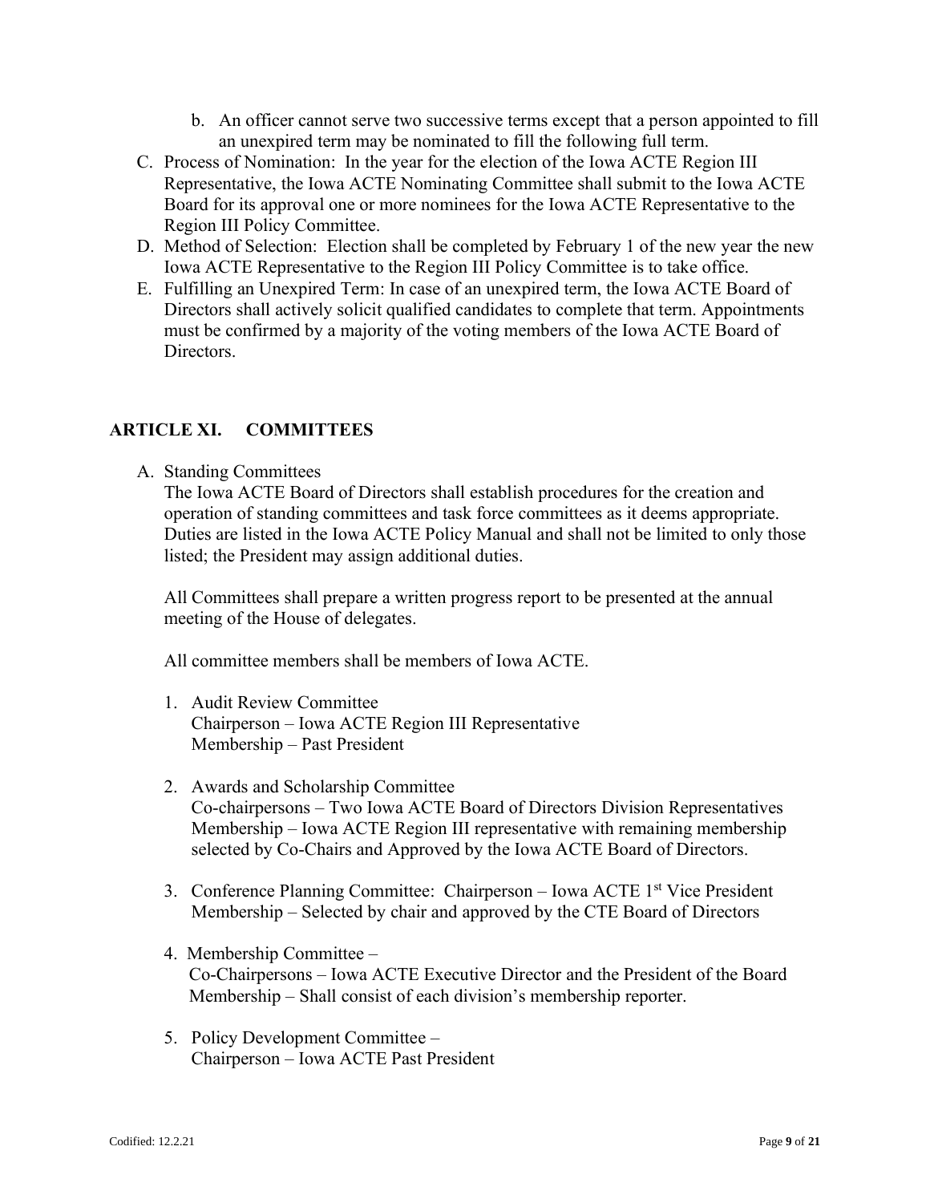b. An officer cannot serve two successive terms except that a person appointed to fill an unexpired term may be nominated to fill the following full term.

C. Process of Nomination: In the year for the election of the Iowa ACTE Region III Representative, the Iowa ACTE Nominating Committee shall submit to the Iowa ACTE Board for its approval one or more nominees for the Iowa ACTE Representative to the Region III Policy Committee.

D. Method of Selection: Election shall be completed by February 1 of the new year the new Iowa ACTE Representative to the Region III Policy Committee is to take office.

E. Fulfilling an Unexpired Term: In case of an unexpired term, the Iowa ACTE Board of Directors shall actively solicit qualified candidates to complete that term. Appointments must be confirmed by a majority of the voting members of the Iowa ACTE Board of Directors.

## ARTICLE XI. COMMITTEES

A. Standing Committees

The Iowa ACTE Board of Directors shall establish procedures for the creation and operation of standing committees and task force committees as it deems appropriate. Duties are listed in the Iowa ACTE Policy Manual and shall not be limited to only those listed; the President may assign additional duties.

All Committees shall prepare a written progress report to be presented at the annual meeting of the House of delegates.

All committee members shall be members of Iowa ACTE.

1. Audit Review Committee
   Chairperson – Iowa ACTE Region III Representative
   Membership – Past President

2. Awards and Scholarship Committee
   Co-chairpersons – Two Iowa ACTE Board of Directors Division Representatives
   Membership – Iowa ACTE Region III representative with remaining membership selected by Co-Chairs and Approved by the Iowa ACTE Board of Directors.

3. Conference Planning Committee: Chairperson – Iowa ACTE 1st Vice President
   Membership – Selected by chair and approved by the CTE Board of Directors

4. Membership Committee –
   Co-Chairpersons – Iowa ACTE Executive Director and the President of the Board
   Membership – Shall consist of each division's membership reporter.

5. Policy Development Committee –
   Chairperson – Iowa ACTE Past President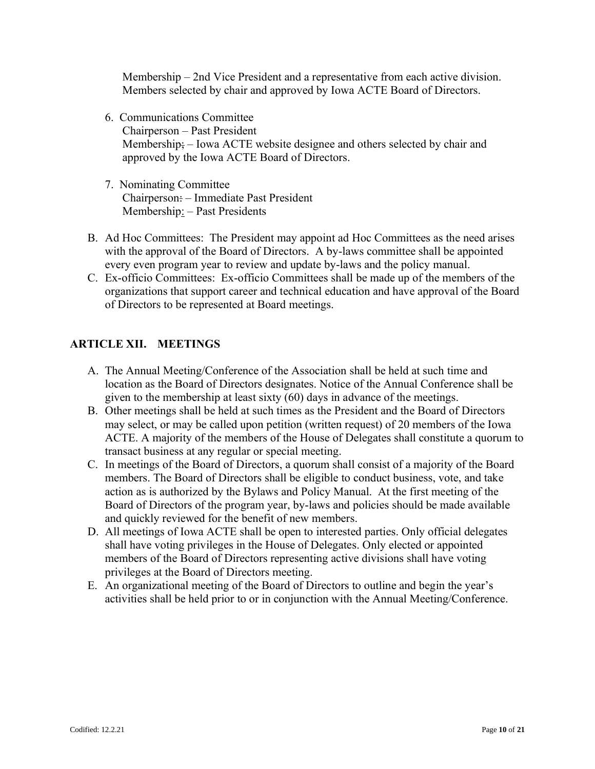Membership – 2nd Vice President and a representative from each active division. Members selected by chair and approved by Iowa ACTE Board of Directors.

6. Communications Committee
   Chairperson – Past President
   Membership; – Iowa ACTE website designee and others selected by chair and approved by the Iowa ACTE Board of Directors.

7. Nominating Committee
   Chairperson: – Immediate Past President
   Membership: – Past Presidents

B. Ad Hoc Committees: The President may appoint ad Hoc Committees as the need arises with the approval of the Board of Directors. A by-laws committee shall be appointed every even program year to review and update by-laws and the policy manual.

C. Ex-officio Committees: Ex-officio Committees shall be made up of the members of the organizations that support career and technical education and have approval of the Board of Directors to be represented at Board meetings.

## ARTICLE XII. MEETINGS

A. The Annual Meeting/Conference of the Association shall be held at such time and location as the Board of Directors designates. Notice of the Annual Conference shall be given to the membership at least sixty (60) days in advance of the meetings.

B. Other meetings shall be held at such times as the President and the Board of Directors may select, or may be called upon petition (written request) of 20 members of the Iowa ACTE. A majority of the members of the House of Delegates shall constitute a quorum to transact business at any regular or special meeting.

C. In meetings of the Board of Directors, a quorum shall consist of a majority of the Board members. The Board of Directors shall be eligible to conduct business, vote, and take action as is authorized by the Bylaws and Policy Manual. At the first meeting of the Board of Directors of the program year, by-laws and policies should be made available and quickly reviewed for the benefit of new members.

D. All meetings of Iowa ACTE shall be open to interested parties. Only official delegates shall have voting privileges in the House of Delegates. Only elected or appointed members of the Board of Directors representing active divisions shall have voting privileges at the Board of Directors meeting.

E. An organizational meeting of the Board of Directors to outline and begin the year's activities shall be held prior to or in conjunction with the Annual Meeting/Conference.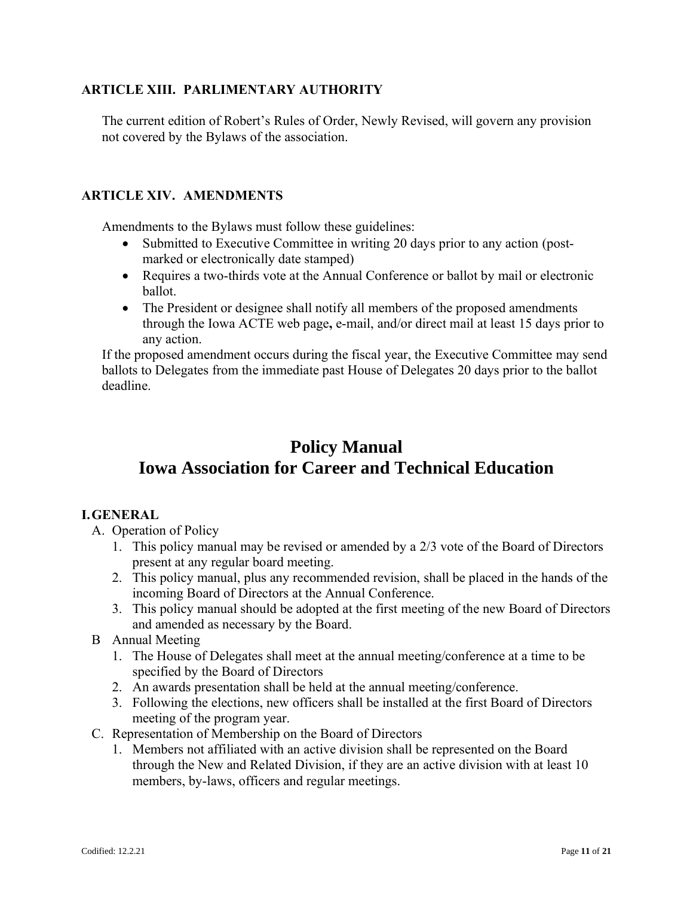### ARTICLE XIII. PARLIMENTARY AUTHORITY

The current edition of Robert's Rules of Order, Newly Revised, will govern any provision not covered by the Bylaws of the association.

### ARTICLE XIV. AMENDMENTS

Amendments to the Bylaws must follow these guidelines:

- Submitted to Executive Committee in writing 20 days prior to any action (post-marked or electronically date stamped)
- Requires a two-thirds vote at the Annual Conference or ballot by mail or electronic ballot.
- The President or designee shall notify all members of the proposed amendments through the Iowa ACTE web page**,** e-mail, and/or direct mail at least 15 days prior to any action.

If the proposed amendment occurs during the fiscal year, the Executive Committee may send ballots to Delegates from the immediate past House of Delegates 20 days prior to the ballot deadline.

# Policy Manual
# Iowa Association for Career and Technical Education

### I. GENERAL

A. Operation of Policy
   1. This policy manual may be revised or amended by a 2/3 vote of the Board of Directors present at any regular board meeting.
   2. This policy manual, plus any recommended revision, shall be placed in the hands of the incoming Board of Directors at the Annual Conference.
   3. This policy manual should be adopted at the first meeting of the new Board of Directors and amended as necessary by the Board.

B Annual Meeting
   1. The House of Delegates shall meet at the annual meeting/conference at a time to be specified by the Board of Directors
   2. An awards presentation shall be held at the annual meeting/conference.
   3. Following the elections, new officers shall be installed at the first Board of Directors meeting of the program year.

C. Representation of Membership on the Board of Directors
   1. Members not affiliated with an active division shall be represented on the Board through the New and Related Division, if they are an active division with at least 10 members, by-laws, officers and regular meetings.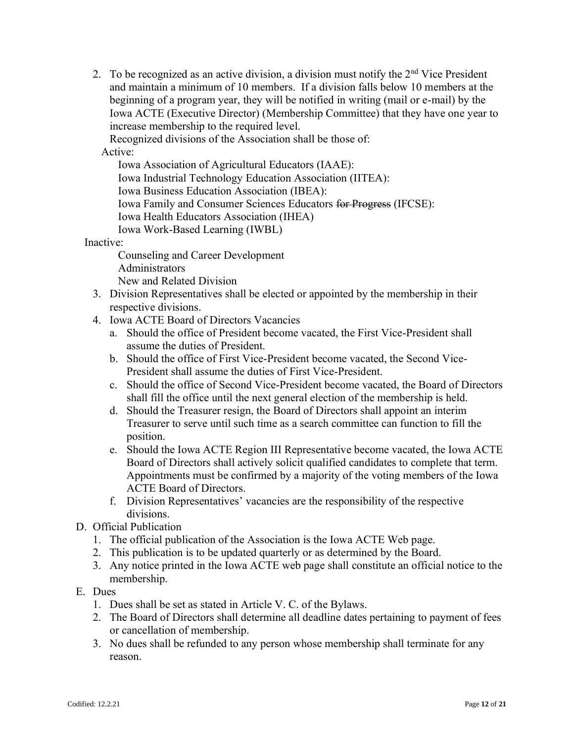2. To be recognized as an active division, a division must notify the 2nd Vice President and maintain a minimum of 10 members. If a division falls below 10 members at the beginning of a program year, they will be notified in writing (mail or e-mail) by the Iowa ACTE (Executive Director) (Membership Committee) that they have one year to increase membership to the required level.

   Recognized divisions of the Association shall be those of:

   Active:

   - Iowa Association of Agricultural Educators (IAAE):
   - Iowa Industrial Technology Education Association (IITEA):
   - Iowa Business Education Association (IBEA):
   - Iowa Family and Consumer Sciences Educators ~~for Progress~~ (IFCSE):
   - Iowa Health Educators Association (IHEA)
   - Iowa Work-Based Learning (IWBL)

   Inactive:

   - Counseling and Career Development
   - Administrators
   - New and Related Division

3. Division Representatives shall be elected or appointed by the membership in their respective divisions.
4. Iowa ACTE Board of Directors Vacancies
   a. Should the office of President become vacated, the First Vice-President shall assume the duties of President.
   b. Should the office of First Vice-President become vacated, the Second Vice-President shall assume the duties of First Vice-President.
   c. Should the office of Second Vice-President become vacated, the Board of Directors shall fill the office until the next general election of the membership is held.
   d. Should the Treasurer resign, the Board of Directors shall appoint an interim Treasurer to serve until such time as a search committee can function to fill the position.
   e. Should the Iowa ACTE Region III Representative become vacated, the Iowa ACTE Board of Directors shall actively solicit qualified candidates to complete that term. Appointments must be confirmed by a majority of the voting members of the Iowa ACTE Board of Directors.
   f. Division Representatives' vacancies are the responsibility of the respective divisions.

D. Official Publication
   1. The official publication of the Association is the Iowa ACTE Web page.
   2. This publication is to be updated quarterly or as determined by the Board.
   3. Any notice printed in the Iowa ACTE web page shall constitute an official notice to the membership.

E. Dues
   1. Dues shall be set as stated in Article V. C. of the Bylaws.
   2. The Board of Directors shall determine all deadline dates pertaining to payment of fees or cancellation of membership.
   3. No dues shall be refunded to any person whose membership shall terminate for any reason.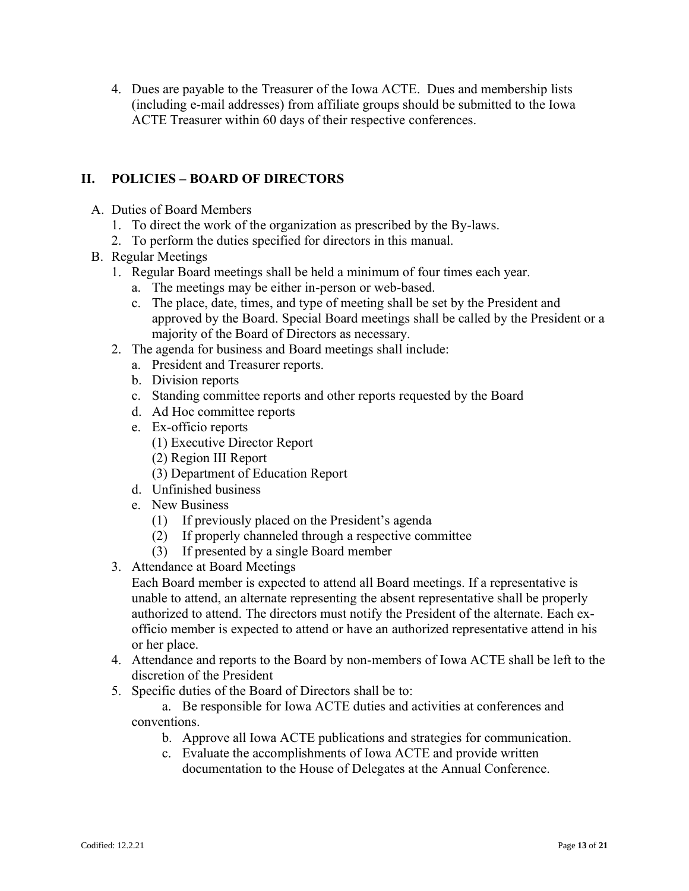4. Dues are payable to the Treasurer of the Iowa ACTE. Dues and membership lists (including e-mail addresses) from affiliate groups should be submitted to the Iowa ACTE Treasurer within 60 days of their respective conferences.

## II. POLICIES – BOARD OF DIRECTORS

A. Duties of Board Members
   1. To direct the work of the organization as prescribed by the By-laws.
   2. To perform the duties specified for directors in this manual.

B. Regular Meetings
   1. Regular Board meetings shall be held a minimum of four times each year.
      a. The meetings may be either in-person or web-based.
      c. The place, date, times, and type of meeting shall be set by the President and approved by the Board. Special Board meetings shall be called by the President or a majority of the Board of Directors as necessary.
   2. The agenda for business and Board meetings shall include:
      a. President and Treasurer reports.
      b. Division reports
      c. Standing committee reports and other reports requested by the Board
      d. Ad Hoc committee reports
      e. Ex-officio reports
         (1) Executive Director Report
         (2) Region III Report
         (3) Department of Education Report
      d. Unfinished business
      e. New Business
         (1) If previously placed on the President's agenda
         (2) If properly channeled through a respective committee
         (3) If presented by a single Board member
   3. Attendance at Board Meetings
      Each Board member is expected to attend all Board meetings. If a representative is unable to attend, an alternate representing the absent representative shall be properly authorized to attend. The directors must notify the President of the alternate. Each ex-officio member is expected to attend or have an authorized representative attend in his or her place.
   4. Attendance and reports to the Board by non-members of Iowa ACTE shall be left to the discretion of the President
   5. Specific duties of the Board of Directors shall be to:
      a. Be responsible for Iowa ACTE duties and activities at conferences and conventions.
      b. Approve all Iowa ACTE publications and strategies for communication.
      c. Evaluate the accomplishments of Iowa ACTE and provide written documentation to the House of Delegates at the Annual Conference.

Codified: 12.2.21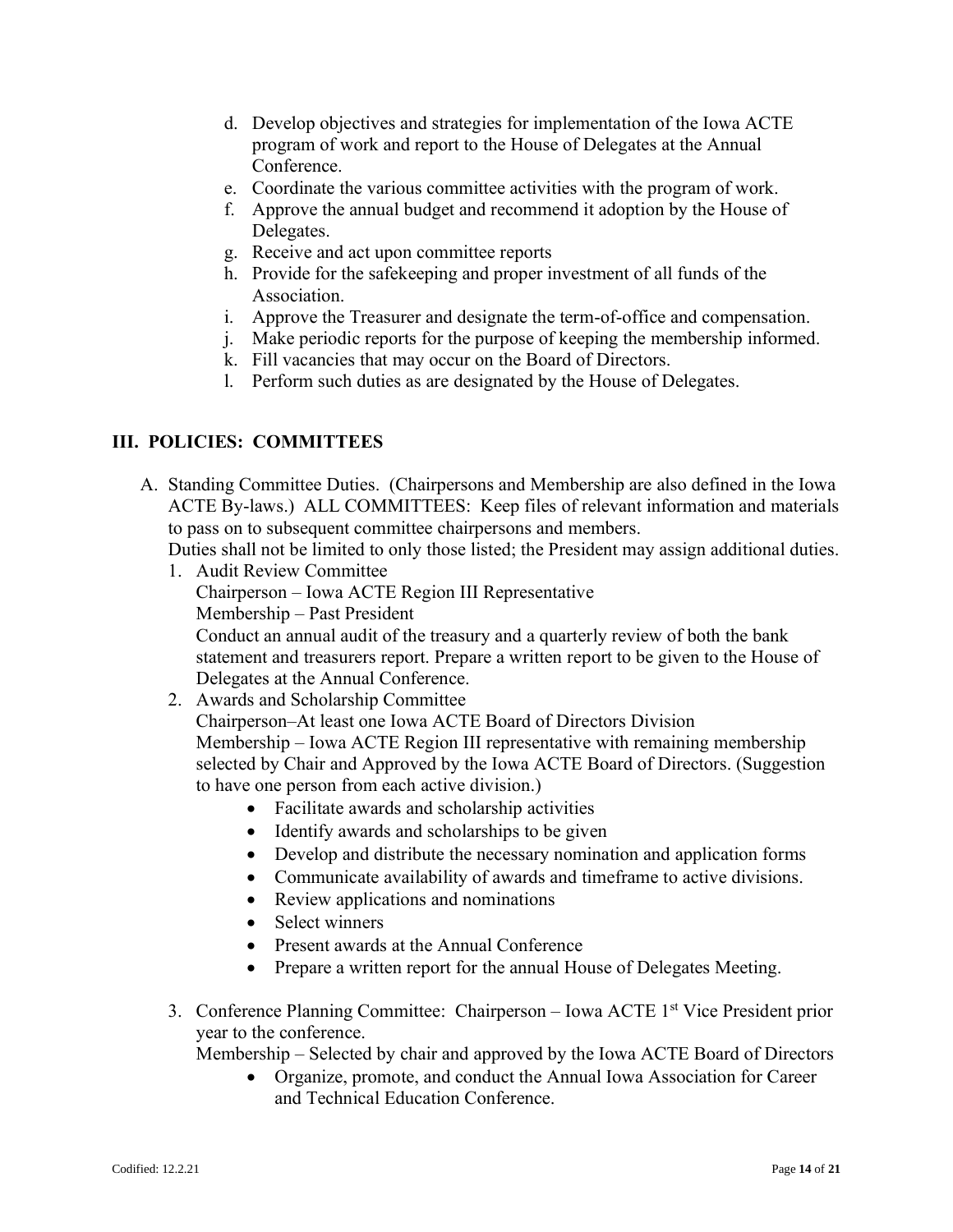d. Develop objectives and strategies for implementation of the Iowa ACTE program of work and report to the House of Delegates at the Annual Conference.
e. Coordinate the various committee activities with the program of work.
f. Approve the annual budget and recommend it adoption by the House of Delegates.
g. Receive and act upon committee reports
h. Provide for the safekeeping and proper investment of all funds of the Association.
i. Approve the Treasurer and designate the term-of-office and compensation.
j. Make periodic reports for the purpose of keeping the membership informed.
k. Fill vacancies that may occur on the Board of Directors.
l. Perform such duties as are designated by the House of Delegates.

## III. POLICIES: COMMITTEES

A. Standing Committee Duties. (Chairpersons and Membership are also defined in the Iowa ACTE By-laws.) ALL COMMITTEES: Keep files of relevant information and materials to pass on to subsequent committee chairpersons and members.
Duties shall not be limited to only those listed; the President may assign additional duties.

1. Audit Review Committee
   Chairperson – Iowa ACTE Region III Representative
   Membership – Past President
   Conduct an annual audit of the treasury and a quarterly review of both the bank statement and treasurers report. Prepare a written report to be given to the House of Delegates at the Annual Conference.
2. Awards and Scholarship Committee
   Chairperson–At least one Iowa ACTE Board of Directors Division
   Membership – Iowa ACTE Region III representative with remaining membership selected by Chair and Approved by the Iowa ACTE Board of Directors. (Suggestion to have one person from each active division.)
   - Facilitate awards and scholarship activities
   - Identify awards and scholarships to be given
   - Develop and distribute the necessary nomination and application forms
   - Communicate availability of awards and timeframe to active divisions.
   - Review applications and nominations
   - Select winners
   - Present awards at the Annual Conference
   - Prepare a written report for the annual House of Delegates Meeting.
3. Conference Planning Committee: Chairperson – Iowa ACTE 1st Vice President prior year to the conference.
   Membership – Selected by chair and approved by the Iowa ACTE Board of Directors
   - Organize, promote, and conduct the Annual Iowa Association for Career and Technical Education Conference.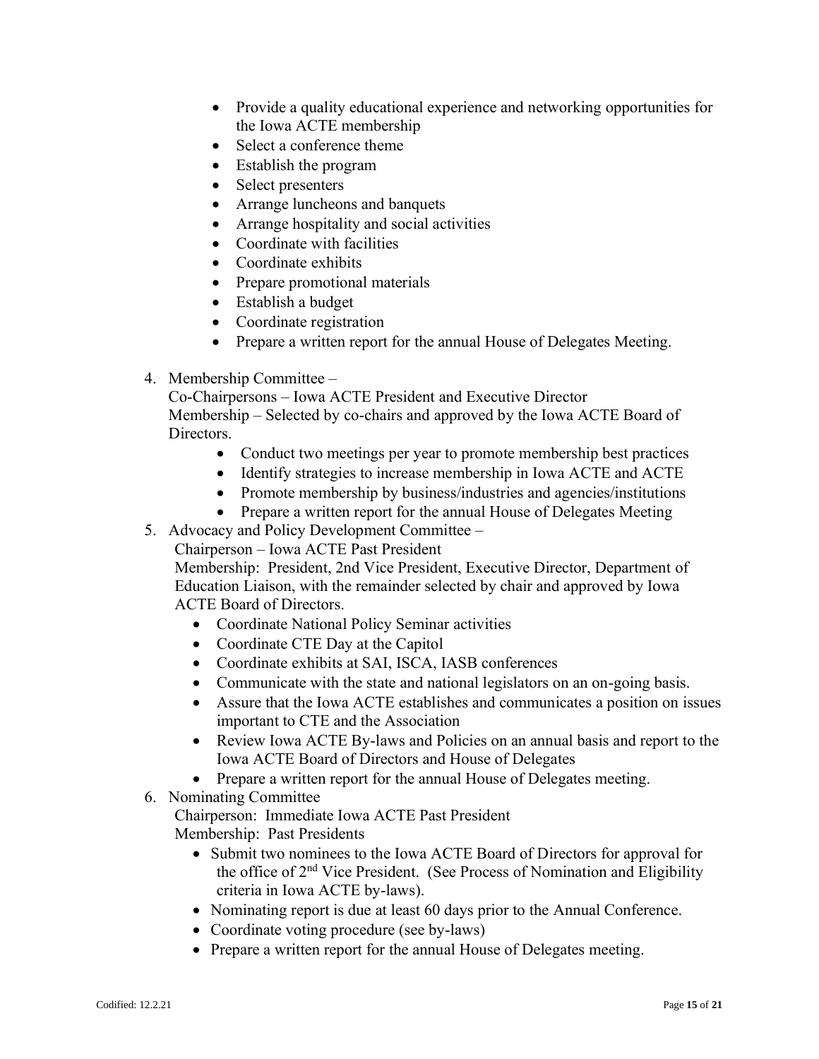- Provide a quality educational experience and networking opportunities for the Iowa ACTE membership
- Select a conference theme
- Establish the program
- Select presenters
- Arrange luncheons and banquets
- Arrange hospitality and social activities
- Coordinate with facilities
- Coordinate exhibits
- Prepare promotional materials
- Establish a budget
- Coordinate registration
- Prepare a written report for the annual House of Delegates Meeting.

4. Membership Committee –
   Co-Chairpersons – Iowa ACTE President and Executive Director
   Membership – Selected by co-chairs and approved by the Iowa ACTE Board of Directors.
   - Conduct two meetings per year to promote membership best practices
   - Identify strategies to increase membership in Iowa ACTE and ACTE
   - Promote membership by business/industries and agencies/institutions
   - Prepare a written report for the annual House of Delegates Meeting
5. Advocacy and Policy Development Committee –
   Chairperson – Iowa ACTE Past President
   Membership: President, 2nd Vice President, Executive Director, Department of Education Liaison, with the remainder selected by chair and approved by Iowa ACTE Board of Directors.
   - Coordinate National Policy Seminar activities
   - Coordinate CTE Day at the Capitol
   - Coordinate exhibits at SAI, ISCA, IASB conferences
   - Communicate with the state and national legislators on an on-going basis.
   - Assure that the Iowa ACTE establishes and communicates a position on issues important to CTE and the Association
   - Review Iowa ACTE By-laws and Policies on an annual basis and report to the Iowa ACTE Board of Directors and House of Delegates
   - Prepare a written report for the annual House of Delegates meeting.
6. Nominating Committee
   Chairperson: Immediate Iowa ACTE Past President
   Membership: Past Presidents
   - Submit two nominees to the Iowa ACTE Board of Directors for approval for the office of 2nd Vice President. (See Process of Nomination and Eligibility criteria in Iowa ACTE by-laws).
   - Nominating report is due at least 60 days prior to the Annual Conference.
   - Coordinate voting procedure (see by-laws)
   - Prepare a written report for the annual House of Delegates meeting.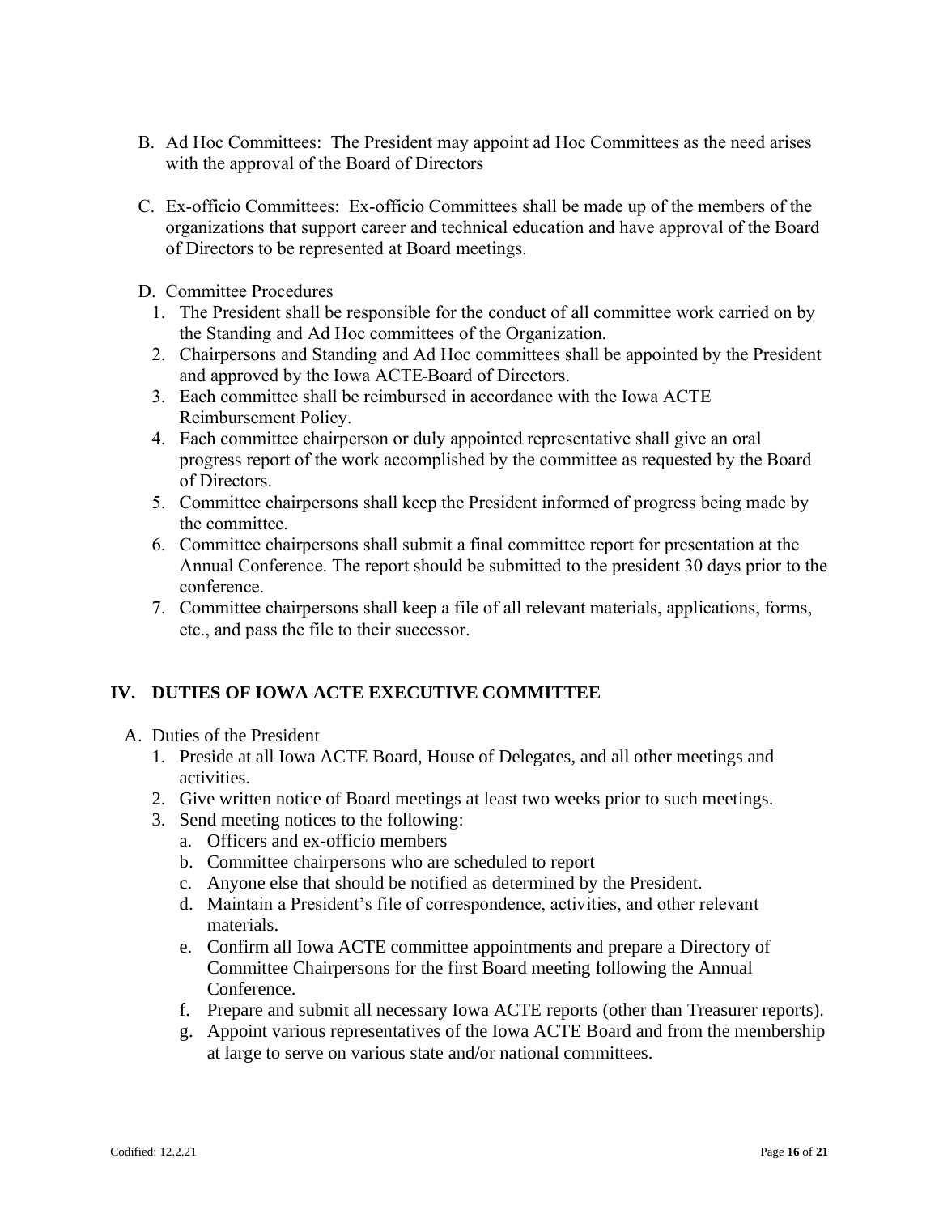B. Ad Hoc Committees: The President may appoint ad Hoc Committees as the need arises with the approval of the Board of Directors

C. Ex-officio Committees: Ex-officio Committees shall be made up of the members of the organizations that support career and technical education and have approval of the Board of Directors to be represented at Board meetings.

D. Committee Procedures
   1. The President shall be responsible for the conduct of all committee work carried on by the Standing and Ad Hoc committees of the Organization.
   2. Chairpersons and Standing and Ad Hoc committees shall be appointed by the President and approved by the Iowa ACTE Board of Directors.
   3. Each committee shall be reimbursed in accordance with the Iowa ACTE Reimbursement Policy.
   4. Each committee chairperson or duly appointed representative shall give an oral progress report of the work accomplished by the committee as requested by the Board of Directors.
   5. Committee chairpersons shall keep the President informed of progress being made by the committee.
   6. Committee chairpersons shall submit a final committee report for presentation at the Annual Conference. The report should be submitted to the president 30 days prior to the conference.
   7. Committee chairpersons shall keep a file of all relevant materials, applications, forms, etc., and pass the file to their successor.

## IV. DUTIES OF IOWA ACTE EXECUTIVE COMMITTEE

A. Duties of the President
   1. Preside at all Iowa ACTE Board, House of Delegates, and all other meetings and activities.
   2. Give written notice of Board meetings at least two weeks prior to such meetings.
   3. Send meeting notices to the following:
      a. Officers and ex-officio members
      b. Committee chairpersons who are scheduled to report
      c. Anyone else that should be notified as determined by the President.
      d. Maintain a President's file of correspondence, activities, and other relevant materials.
      e. Confirm all Iowa ACTE committee appointments and prepare a Directory of Committee Chairpersons for the first Board meeting following the Annual Conference.
      f. Prepare and submit all necessary Iowa ACTE reports (other than Treasurer reports).
      g. Appoint various representatives of the Iowa ACTE Board and from the membership at large to serve on various state and/or national committees.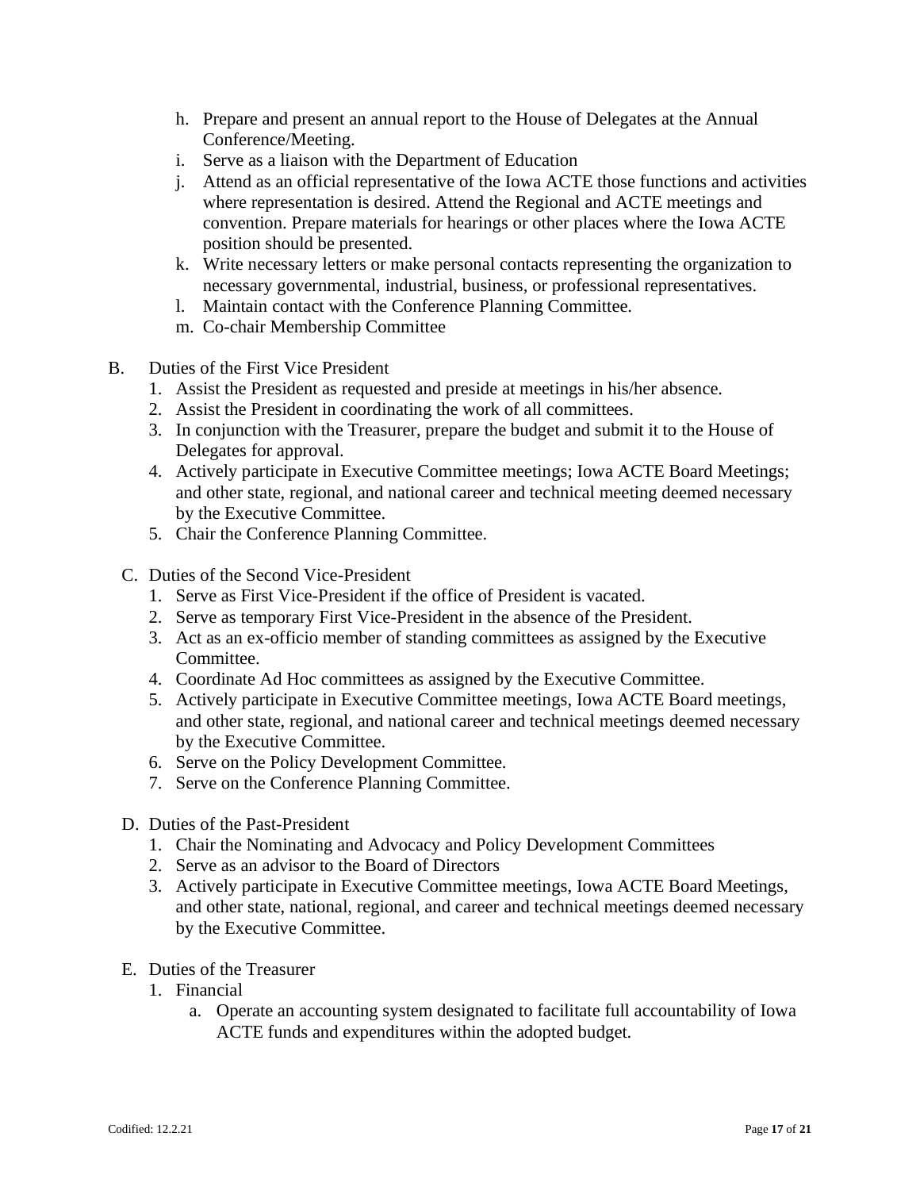h. Prepare and present an annual report to the House of Delegates at the Annual Conference/Meeting.
i. Serve as a liaison with the Department of Education
j. Attend as an official representative of the Iowa ACTE those functions and activities where representation is desired. Attend the Regional and ACTE meetings and convention. Prepare materials for hearings or other places where the Iowa ACTE position should be presented.
k. Write necessary letters or make personal contacts representing the organization to necessary governmental, industrial, business, or professional representatives.
l. Maintain contact with the Conference Planning Committee.
m. Co-chair Membership Committee

B. Duties of the First Vice President
   1. Assist the President as requested and preside at meetings in his/her absence.
   2. Assist the President in coordinating the work of all committees.
   3. In conjunction with the Treasurer, prepare the budget and submit it to the House of Delegates for approval.
   4. Actively participate in Executive Committee meetings; Iowa ACTE Board Meetings; and other state, regional, and national career and technical meeting deemed necessary by the Executive Committee.
   5. Chair the Conference Planning Committee.

C. Duties of the Second Vice-President
   1. Serve as First Vice-President if the office of President is vacated.
   2. Serve as temporary First Vice-President in the absence of the President.
   3. Act as an ex-officio member of standing committees as assigned by the Executive Committee.
   4. Coordinate Ad Hoc committees as assigned by the Executive Committee.
   5. Actively participate in Executive Committee meetings, Iowa ACTE Board meetings, and other state, regional, and national career and technical meetings deemed necessary by the Executive Committee.
   6. Serve on the Policy Development Committee.
   7. Serve on the Conference Planning Committee.

D. Duties of the Past-President
   1. Chair the Nominating and Advocacy and Policy Development Committees
   2. Serve as an advisor to the Board of Directors
   3. Actively participate in Executive Committee meetings, Iowa ACTE Board Meetings, and other state, national, regional, and career and technical meetings deemed necessary by the Executive Committee.

E. Duties of the Treasurer
   1. Financial
      a. Operate an accounting system designated to facilitate full accountability of Iowa ACTE funds and expenditures within the adopted budget.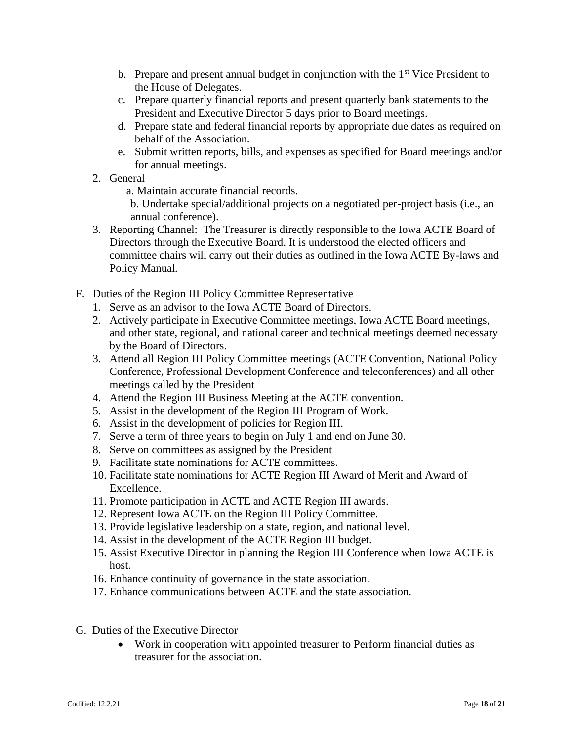b. Prepare and present annual budget in conjunction with the 1st Vice President to the House of Delegates.
   c. Prepare quarterly financial reports and present quarterly bank statements to the President and Executive Director 5 days prior to Board meetings.
   d. Prepare state and federal financial reports by appropriate due dates as required on behalf of the Association.
   e. Submit written reports, bills, and expenses as specified for Board meetings and/or for annual meetings.

2. General
   a. Maintain accurate financial records.
   b. Undertake special/additional projects on a negotiated per-project basis (i.e., an annual conference).
3. Reporting Channel: The Treasurer is directly responsible to the Iowa ACTE Board of Directors through the Executive Board. It is understood the elected officers and committee chairs will carry out their duties as outlined in the Iowa ACTE By-laws and Policy Manual.

F. Duties of the Region III Policy Committee Representative
   1. Serve as an advisor to the Iowa ACTE Board of Directors.
   2. Actively participate in Executive Committee meetings, Iowa ACTE Board meetings, and other state, regional, and national career and technical meetings deemed necessary by the Board of Directors.
   3. Attend all Region III Policy Committee meetings (ACTE Convention, National Policy Conference, Professional Development Conference and teleconferences) and all other meetings called by the President
   4. Attend the Region III Business Meeting at the ACTE convention.
   5. Assist in the development of the Region III Program of Work.
   6. Assist in the development of policies for Region III.
   7. Serve a term of three years to begin on July 1 and end on June 30.
   8. Serve on committees as assigned by the President
   9. Facilitate state nominations for ACTE committees.
   10. Facilitate state nominations for ACTE Region III Award of Merit and Award of Excellence.
   11. Promote participation in ACTE and ACTE Region III awards.
   12. Represent Iowa ACTE on the Region III Policy Committee.
   13. Provide legislative leadership on a state, region, and national level.
   14. Assist in the development of the ACTE Region III budget.
   15. Assist Executive Director in planning the Region III Conference when Iowa ACTE is host.
   16. Enhance continuity of governance in the state association.
   17. Enhance communications between ACTE and the state association.

G. Duties of the Executive Director
   - Work in cooperation with appointed treasurer to Perform financial duties as treasurer for the association.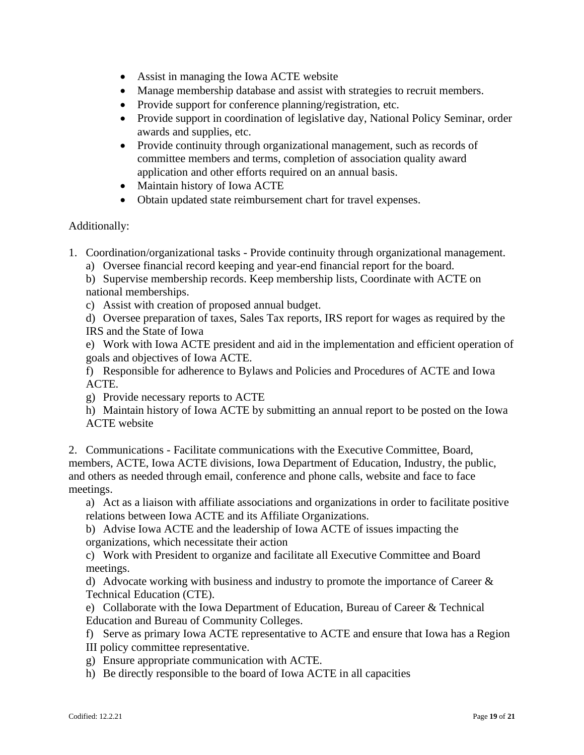- Assist in managing the Iowa ACTE website
- Manage membership database and assist with strategies to recruit members.
- Provide support for conference planning/registration, etc.
- Provide support in coordination of legislative day, National Policy Seminar, order awards and supplies, etc.
- Provide continuity through organizational management, such as records of committee members and terms, completion of association quality award application and other efforts required on an annual basis.
- Maintain history of Iowa ACTE
- Obtain updated state reimbursement chart for travel expenses.

Additionally:

1. Coordination/organizational tasks - Provide continuity through organizational management.
   a) Oversee financial record keeping and year-end financial report for the board.
   b) Supervise membership records. Keep membership lists, Coordinate with ACTE on national memberships.
   c) Assist with creation of proposed annual budget.
   d) Oversee preparation of taxes, Sales Tax reports, IRS report for wages as required by the IRS and the State of Iowa
   e) Work with Iowa ACTE president and aid in the implementation and efficient operation of goals and objectives of Iowa ACTE.
   f) Responsible for adherence to Bylaws and Policies and Procedures of ACTE and Iowa ACTE.
   g) Provide necessary reports to ACTE
   h) Maintain history of Iowa ACTE by submitting an annual report to be posted on the Iowa ACTE website

2. Communications - Facilitate communications with the Executive Committee, Board, members, ACTE, Iowa ACTE divisions, Iowa Department of Education, Industry, the public, and others as needed through email, conference and phone calls, website and face to face meetings.
   a) Act as a liaison with affiliate associations and organizations in order to facilitate positive relations between Iowa ACTE and its Affiliate Organizations.
   b) Advise Iowa ACTE and the leadership of Iowa ACTE of issues impacting the organizations, which necessitate their action
   c) Work with President to organize and facilitate all Executive Committee and Board meetings.
   d) Advocate working with business and industry to promote the importance of Career & Technical Education (CTE).
   e) Collaborate with the Iowa Department of Education, Bureau of Career & Technical Education and Bureau of Community Colleges.
   f) Serve as primary Iowa ACTE representative to ACTE and ensure that Iowa has a Region III policy committee representative.
   g) Ensure appropriate communication with ACTE.
   h) Be directly responsible to the board of Iowa ACTE in all capacities

Codified: 12.2.21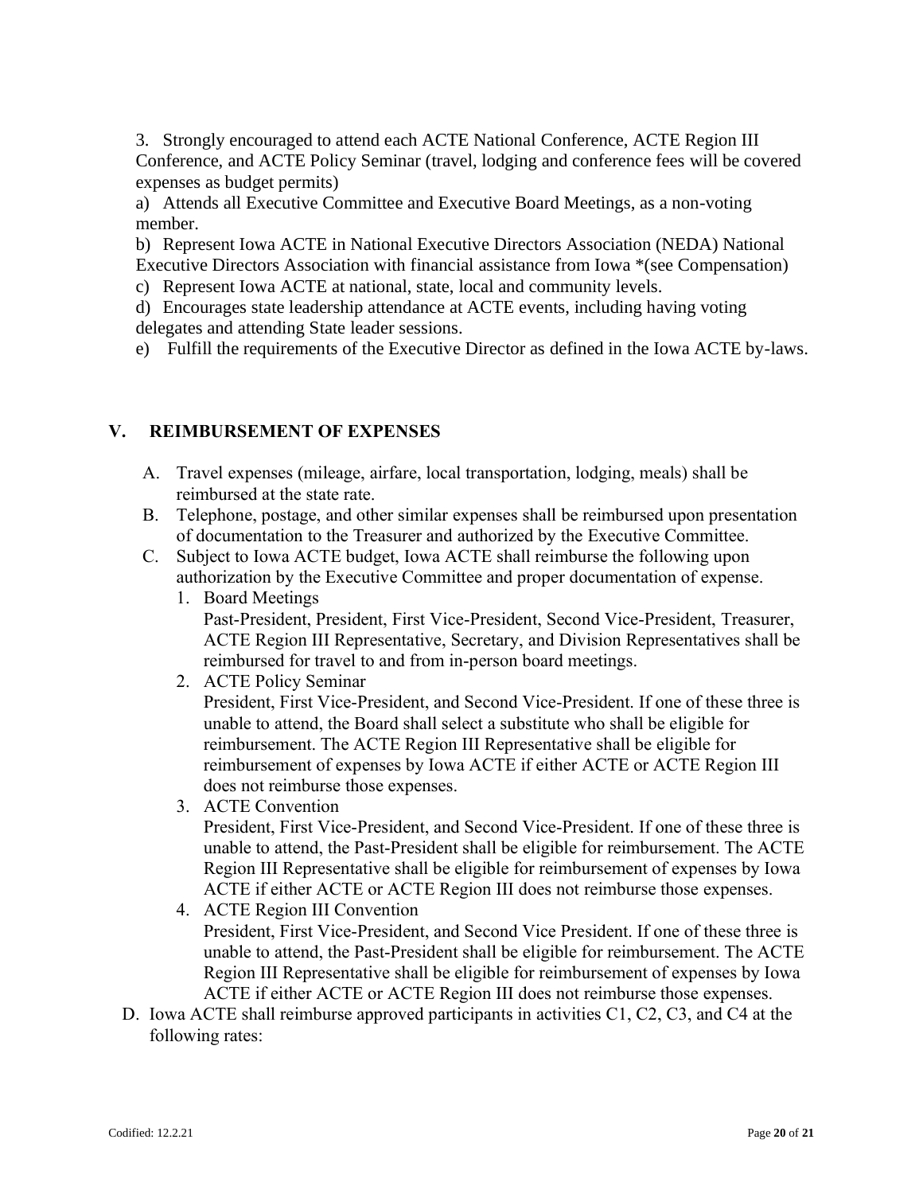3. Strongly encouraged to attend each ACTE National Conference, ACTE Region III Conference, and ACTE Policy Seminar (travel, lodging and conference fees will be covered expenses as budget permits)

a) Attends all Executive Committee and Executive Board Meetings, as a non-voting member.

b) Represent Iowa ACTE in National Executive Directors Association (NEDA) National Executive Directors Association with financial assistance from Iowa *(see Compensation)

c) Represent Iowa ACTE at national, state, local and community levels.

d) Encourages state leadership attendance at ACTE events, including having voting delegates and attending State leader sessions.

e) Fulfill the requirements of the Executive Director as defined in the Iowa ACTE by-laws.

## V. REIMBURSEMENT OF EXPENSES

A. Travel expenses (mileage, airfare, local transportation, lodging, meals) shall be reimbursed at the state rate.

B. Telephone, postage, and other similar expenses shall be reimbursed upon presentation of documentation to the Treasurer and authorized by the Executive Committee.

C. Subject to Iowa ACTE budget, Iowa ACTE shall reimburse the following upon authorization by the Executive Committee and proper documentation of expense.

1. Board Meetings
   Past-President, President, First Vice-President, Second Vice-President, Treasurer, ACTE Region III Representative, Secretary, and Division Representatives shall be reimbursed for travel to and from in-person board meetings.
2. ACTE Policy Seminar
   President, First Vice-President, and Second Vice-President. If one of these three is unable to attend, the Board shall select a substitute who shall be eligible for reimbursement. The ACTE Region III Representative shall be eligible for reimbursement of expenses by Iowa ACTE if either ACTE or ACTE Region III does not reimburse those expenses.
3. ACTE Convention
   President, First Vice-President, and Second Vice-President. If one of these three is unable to attend, the Past-President shall be eligible for reimbursement. The ACTE Region III Representative shall be eligible for reimbursement of expenses by Iowa ACTE if either ACTE or ACTE Region III does not reimburse those expenses.
4. ACTE Region III Convention
   President, First Vice-President, and Second Vice President. If one of these three is unable to attend, the Past-President shall be eligible for reimbursement. The ACTE Region III Representative shall be eligible for reimbursement of expenses by Iowa ACTE if either ACTE or ACTE Region III does not reimburse those expenses.

D. Iowa ACTE shall reimburse approved participants in activities C1, C2, C3, and C4 at the following rates: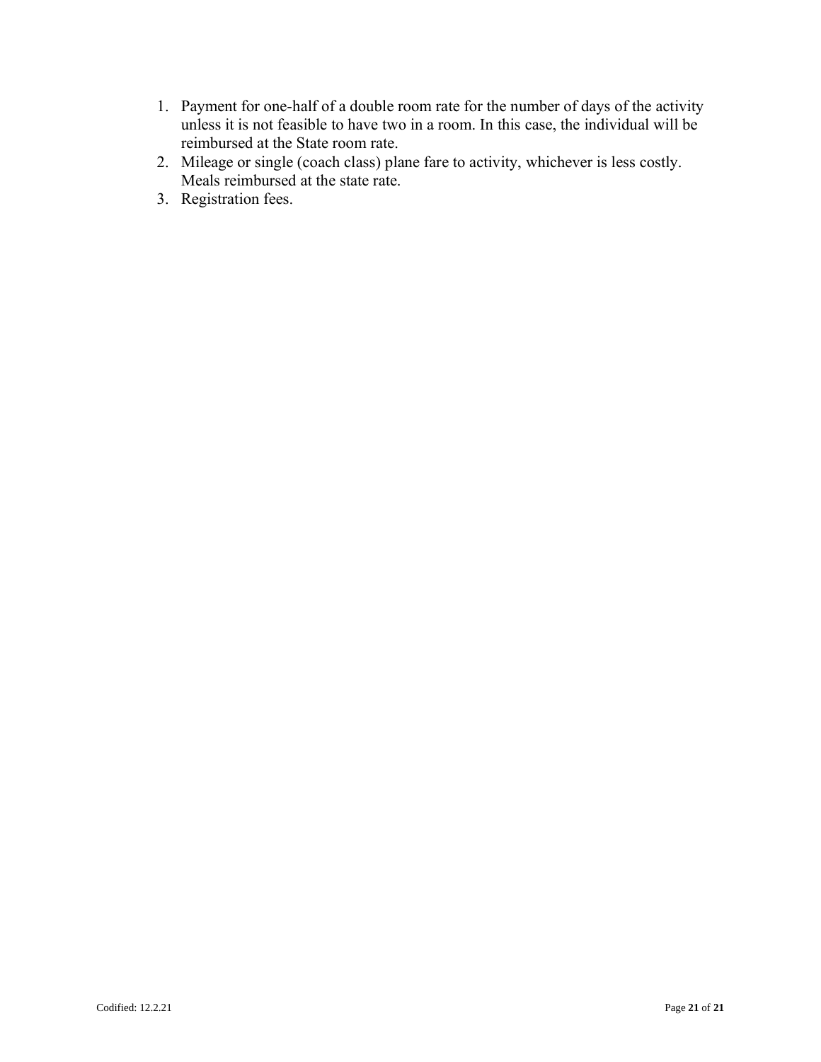1. Payment for one-half of a double room rate for the number of days of the activity unless it is not feasible to have two in a room. In this case, the individual will be reimbursed at the State room rate.
2. Mileage or single (coach class) plane fare to activity, whichever is less costly. Meals reimbursed at the state rate.
3. Registration fees.